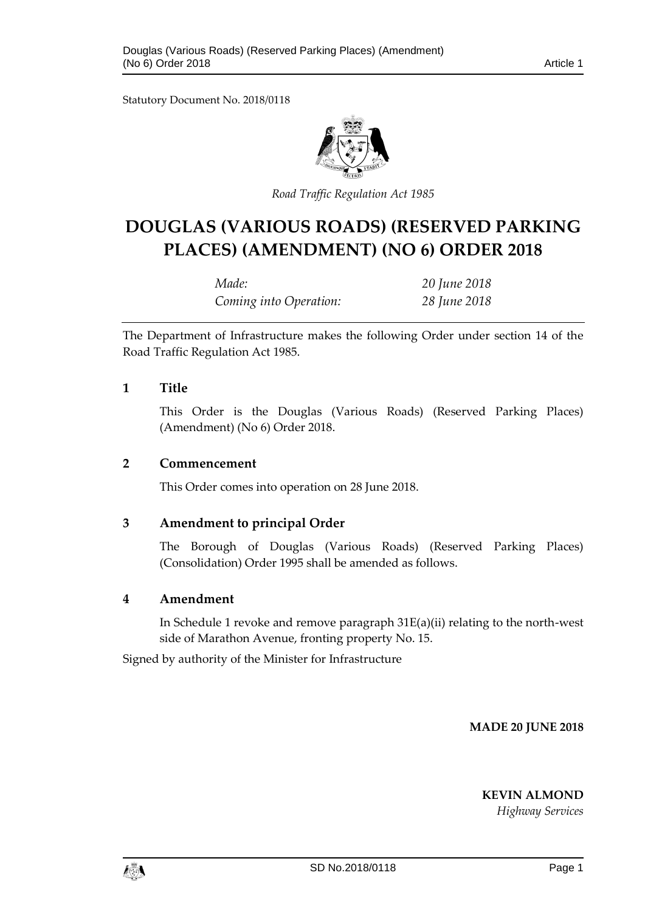Statutory Document No. 2018/0118

*Road Traffic Regulation Act 1985*

# DOUGLAS (VARIOUS ROADS) (RESERVED PARKING PLACES) (AMENDMENT) (NO 6) ORDER 2018

| | |
|---|---|
| *Made:* | *20 June 2018* |
| *Coming into Operation:* | *28 June 2018* |

The Department of Infrastructure makes the following Order under section 14 of the Road Traffic Regulation Act 1985.

## 1 Title

This Order is the Douglas (Various Roads) (Reserved Parking Places) (Amendment) (No 6) Order 2018.

## 2 Commencement

This Order comes into operation on 28 June 2018.

## 3 Amendment to principal Order

The Borough of Douglas (Various Roads) (Reserved Parking Places) (Consolidation) Order 1995 shall be amended as follows.

## 4 Amendment

In Schedule 1 revoke and remove paragraph 31E(a)(ii) relating to the north-west side of Marathon Avenue, fronting property No. 15.

Signed by authority of the Minister for Infrastructure

**MADE 20 JUNE 2018**

**KEVIN ALMOND**
*Highway Services*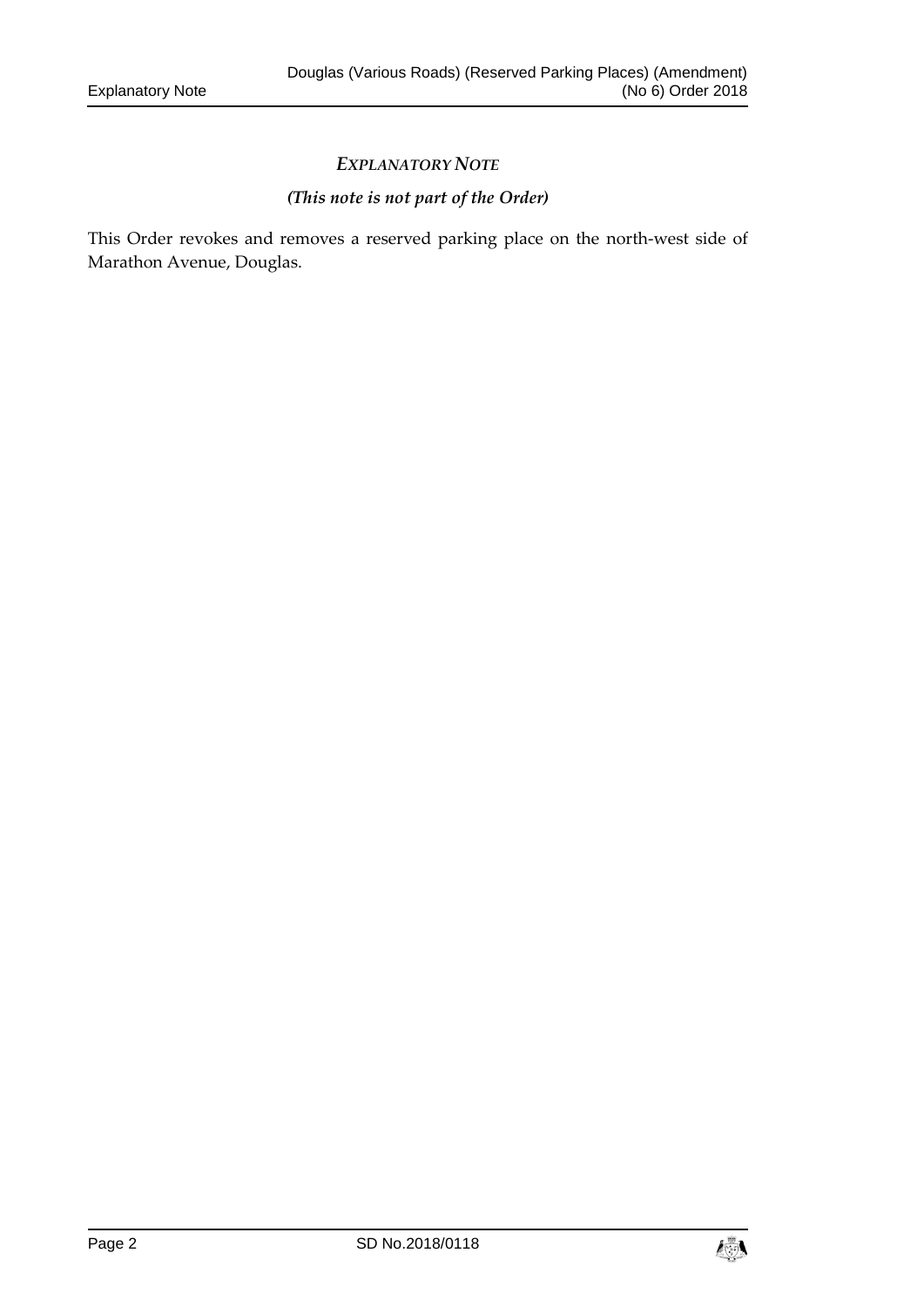## *EXPLANATORY NOTE*

***(This note is not part of the Order)***

This Order revokes and removes a reserved parking place on the north-west side of Marathon Avenue, Douglas.